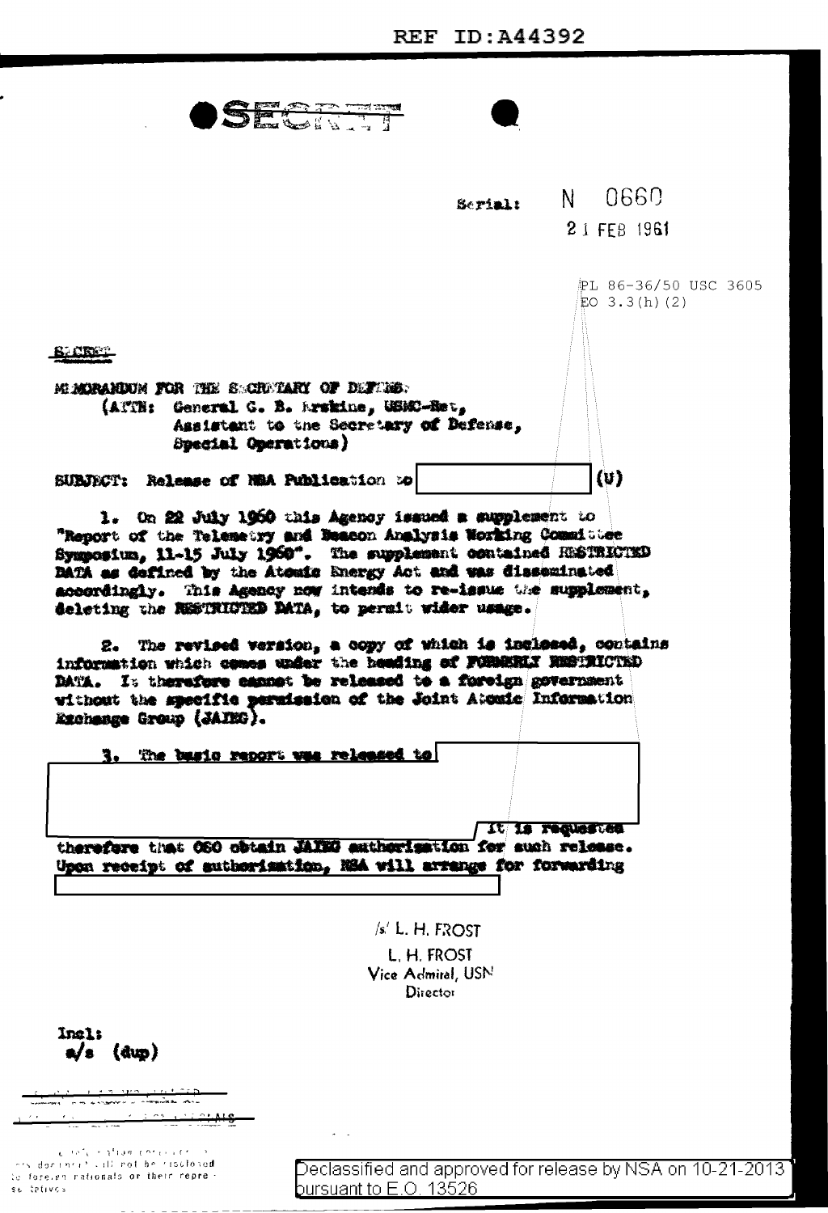REF ID:A44392

SECRET

Serial: N 0660

21 FEB 1961

PL 86-36/50 USC 3605
EO 3.3(h)(2)

SECRET

MEMORANDUM FOR THE SECRETARY OF DEFENSE
(ATTN: General G. B. Erskine, USMC-Ret,
Assistant to the Secretary of Defense,
Special Operations)

SUBJECT: Release of NSA Publication to [REDACTED] (U)

1. On 22 July 1960 this Agency issued a supplement to "Report of the Telemetry and Beacon Analysis Working Committee Symposium, 11-15 July 1960". The supplement contained RESTRICTED DATA as defined by the Atomic Energy Act and was disseminated accordingly. This Agency now intends to re-issue the supplement, deleting the RESTRICTED DATA, to permit wider usage.

2. The revised version, a copy of which is inclosed, contains information which comes under the heading of FORMERLY RESTRICTED DATA. It therefore cannot be released to a foreign government without the specific permission of the Joint Atomic Information Exchange Group (JAIEG).

3. The basic report was released to [REDACTED] It is requested therefore that OSO obtain JAIEG authorization for such release. Upon receipt of authorization, NSA will arrange for forwarding [REDACTED]

/s/ L. H. FROST
L. H. FROST
Vice Admiral, USN
Director

Incl:
a/s (dup)

Declassified and approved for release by NSA on 10-21-2013 pursuant to E.O. 13526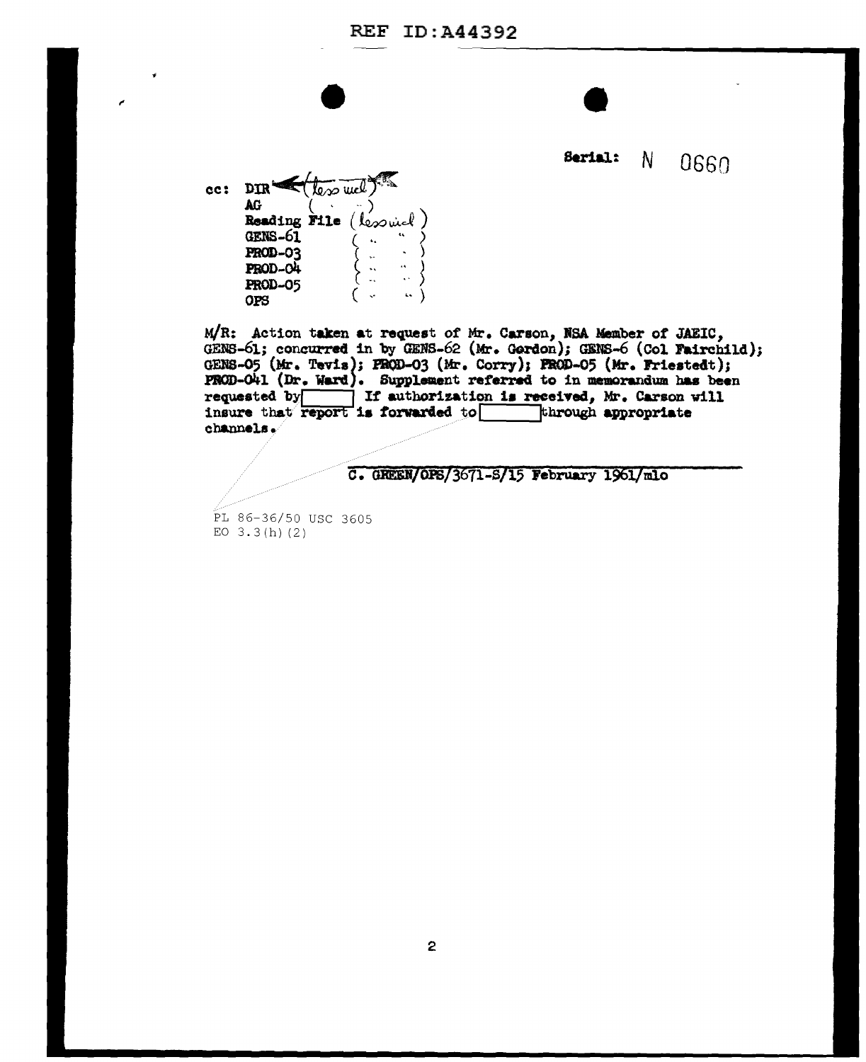Serial: N 0660

cc: DIR (less incl)
AG ( " )
Reading File (less incl)
GENS-61 ( " )
PROD-03 ( " )
PROD-04 ( " )
PROD-05 ( " )
OPS

M/R: Action taken at request of Mr. Carson, NSA Member of JAEIC, GENS-61; concurred in by GENS-62 (Mr. Gordon); GENS-6 (Col Fairchild); GENS-05 (Mr. Tevis); PROD-03 (Mr. Corry); PROD-05 (Mr. Friestedt); PROD-041 (Dr. Ward). Supplement referred to in memorandum has been requested by [ ] If authorization is received, Mr. Carson will insure that report is forwarded to [ ] through appropriate channels.

C. GREEN/OPS/3671-S/15 February 1961/mlo

PL 86-36/50 USC 3605
EO 3.3(h)(2)